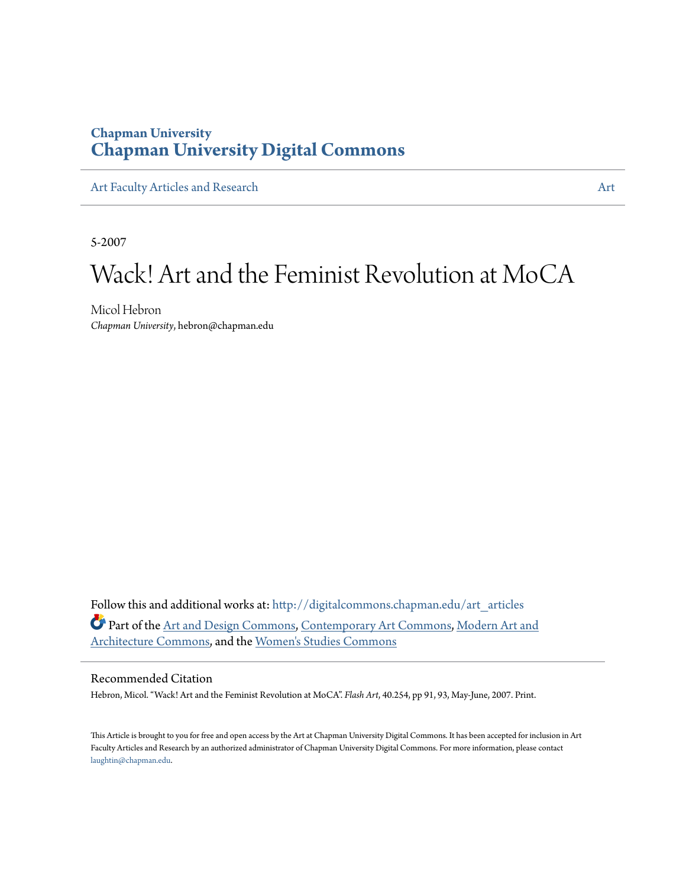Chapman University

# Chapman University Digital Commons

Art Faculty Articles and Research | Art

5-2007

# Wack! Art and the Feminist Revolution at MoCA

Micol Hebron
*Chapman University*, hebron@chapman.edu

Follow this and additional works at: http://digitalcommons.chapman.edu/art_articles

Part of the Art and Design Commons, Contemporary Art Commons, Modern Art and Architecture Commons, and the Women's Studies Commons

## Recommended Citation

Hebron, Micol. "Wack! Art and the Feminist Revolution at MoCA". *Flash Art*, 40.254, pp 91, 93, May-June, 2007. Print.

This Article is brought to you for free and open access by the Art at Chapman University Digital Commons. It has been accepted for inclusion in Art Faculty Articles and Research by an authorized administrator of Chapman University Digital Commons. For more information, please contact laughtin@chapman.edu.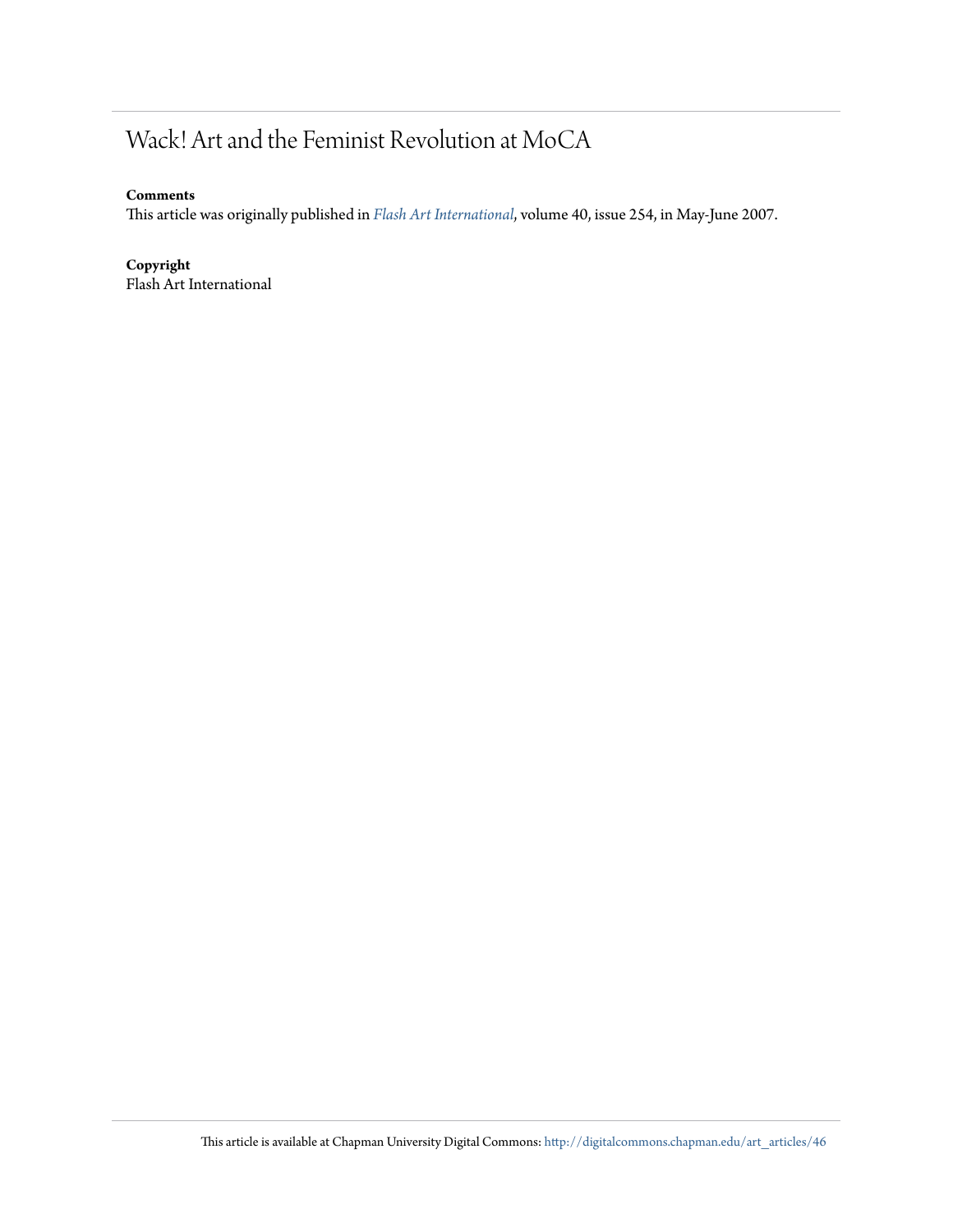# Wack! Art and the Feminist Revolution at MoCA

**Comments**

This article was originally published in *Flash Art International*, volume 40, issue 254, in May-June 2007.

**Copyright**

Flash Art International

This article is available at Chapman University Digital Commons: http://digitalcommons.chapman.edu/art_articles/46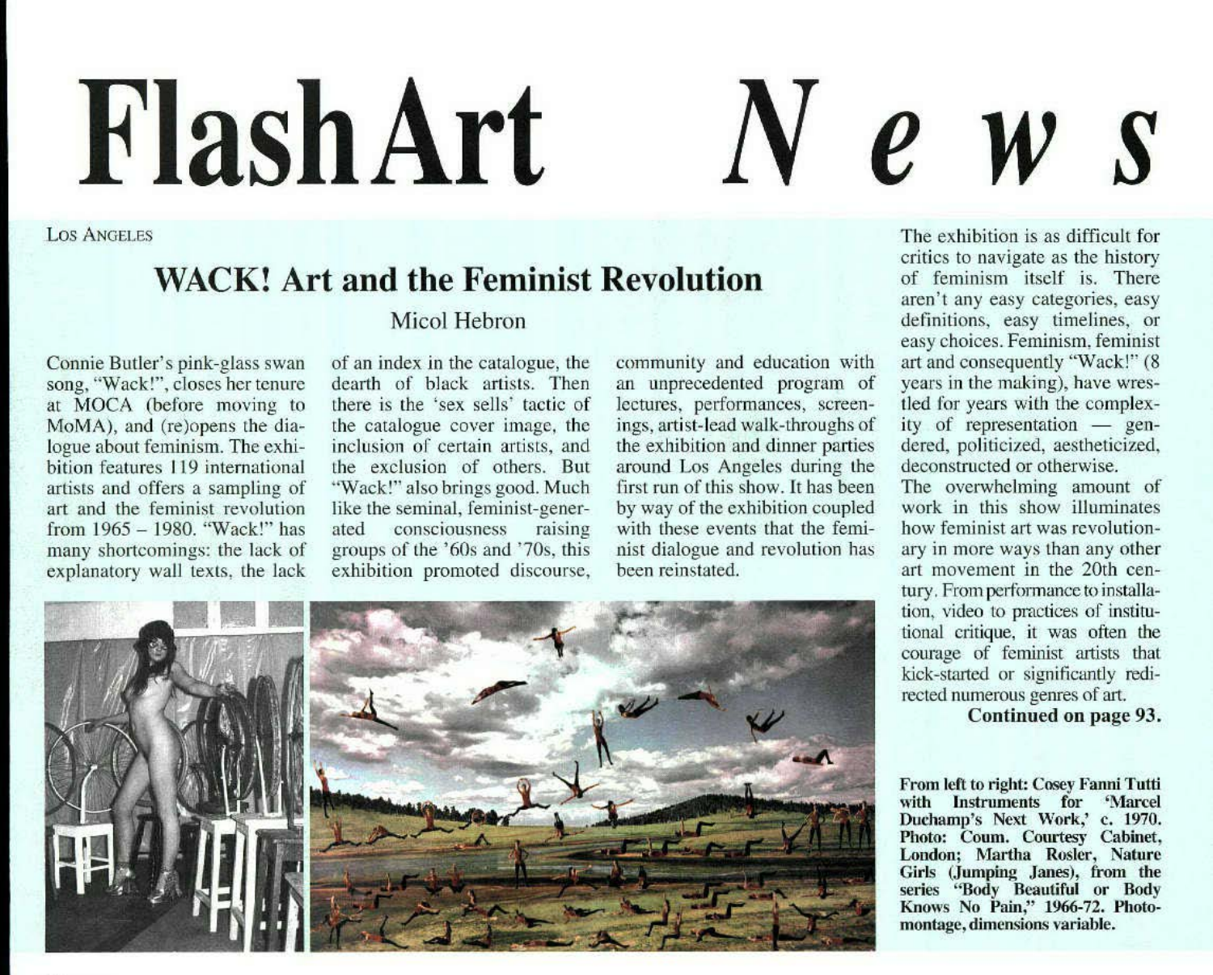# Flash Art News

Los Angeles

## WACK! Art and the Feminist Revolution

Micol Hebron

Connie Butler's pink-glass swan song, "Wack!", closes her tenure at MOCA (before moving to MoMA), and (re)opens the dialogue about feminism. The exhibition features 119 international artists and offers a sampling of art and the feminist revolution from 1965 – 1980. "Wack!" has many shortcomings: the lack of explanatory wall texts, the lack of an index in the catalogue, the dearth of black artists. Then there is the 'sex sells' tactic of the catalogue cover image, the inclusion of certain artists, and the exclusion of others. But "Wack!" also brings good. Much like the seminal, feminist-generated consciousness raising groups of the '60s and '70s, this exhibition promoted discourse, community and education with an unprecedented program of lectures, performances, screenings, artist-lead walk-throughs of the exhibition and dinner parties around Los Angeles during the first run of this show. It has been by way of the exhibition coupled with these events that the feminist dialogue and revolution has been reinstated.

The exhibition is as difficult for critics to navigate as the history of feminism itself is. There aren't any easy categories, easy definitions, easy timelines, or easy choices. Feminism, feminist art and consequently "Wack!" (8 years in the making), have wrestled for years with the complexity of representation — gendered, politicized, aestheticized, deconstructed or otherwise.

The overwhelming amount of work in this show illuminates how feminist art was revolutionary in more ways than any other art movement in the 20th century. From performance to installation, video to practices of institutional critique, it was often the courage of feminist artists that kick-started or significantly redirected numerous genres of art.

**Continued on page 93.**

**From left to right: Cosey Fanni Tutti with Instruments for 'Marcel Duchamp's Next Work,' c. 1970. Photo: Coum. Courtesy Cabinet, London; Martha Rosler, Nature Girls (Jumping Janes), from the series "Body Beautiful or Body Knows No Pain," 1966-72. Photomontage, dimensions variable.**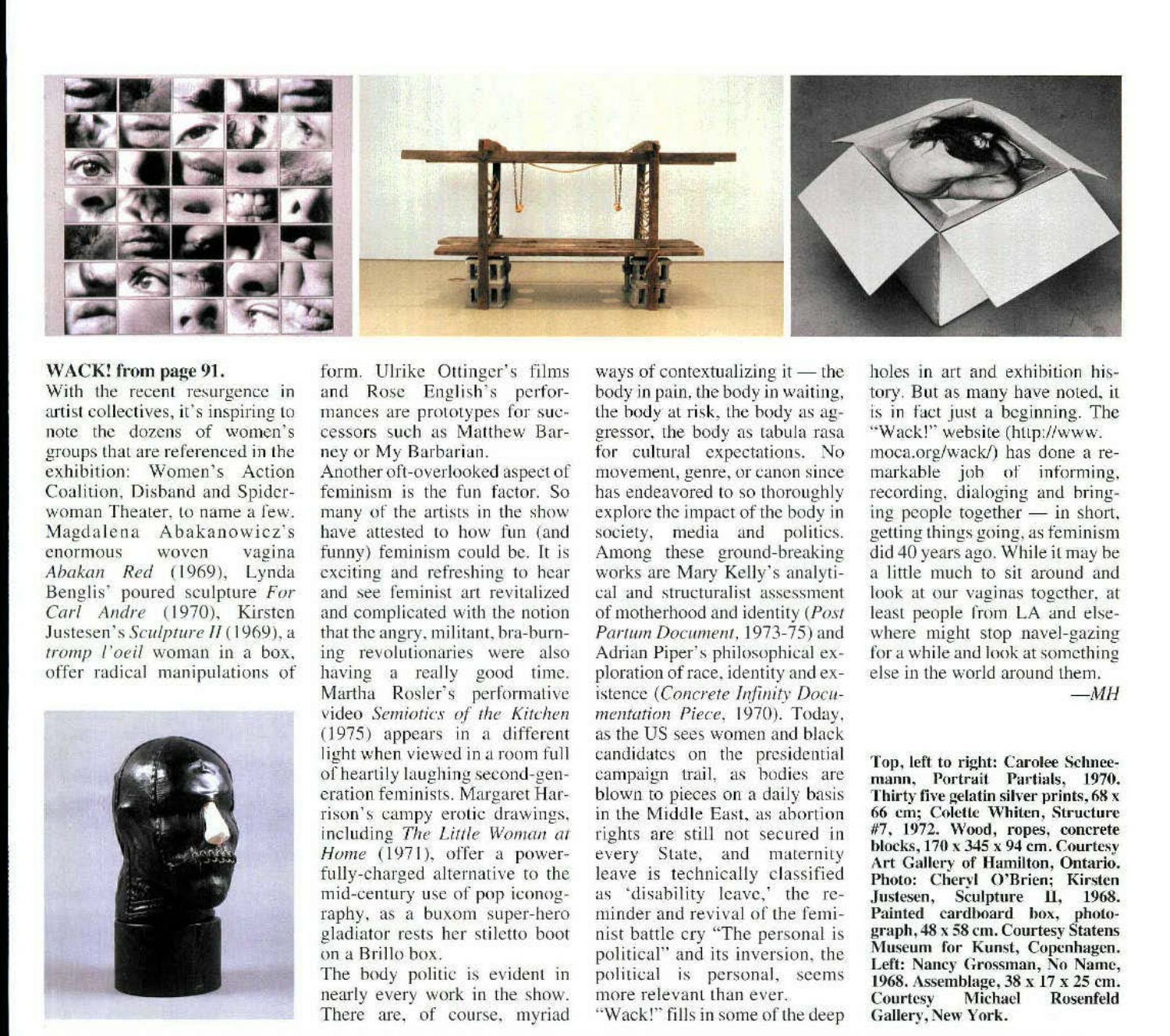**WACK! from page 91.**

With the recent resurgence in artist collectives, it's inspiring to note the dozens of women's groups that are referenced in the exhibition: Women's Action Coalition, Disband and Spiderwoman Theater, to name a few. Magdalena Abakanowicz's enormous woven vagina *Abakan Red* (1969), Lynda Benglis' poured sculpture *For Carl Andre* (1970), Kirsten Justesen's *Sculpture II* (1969), a *tromp l'oeil* woman in a box, offer radical manipulations of form. Ulrike Ottinger's films and Rose English's performances are prototypes for successors such as Matthew Barney or My Barbarian.

Another oft-overlooked aspect of feminism is the fun factor. So many of the artists in the show have attested to how fun (and funny) feminism could be. It is exciting and refreshing to hear and see feminist art revitalized and complicated with the notion that the angry, militant, bra-burning revolutionaries were also having a really good time. Martha Rosler's performative video *Semiotics of the Kitchen* (1975) appears in a different light when viewed in a room full of heartily laughing second-generation feminists. Margaret Harrison's campy erotic drawings, including *The Little Woman at Home* (1971), offer a powerfully-charged alternative to the mid-century use of pop iconography, as a buxom super-hero gladiator rests her stiletto boot on a Brillo box.

The body politic is evident in nearly every work in the show. There are, of course, myriad ways of contextualizing it — the body in pain, the body in waiting, the body at risk, the body as aggressor, the body as tabula rasa for cultural expectations. No movement, genre, or canon since has endeavored to so thoroughly explore the impact of the body in society, media and politics. Among these ground-breaking works are Mary Kelly's analytical and structuralist assessment of motherhood and identity (*Post Partum Document*, 1973-75) and Adrian Piper's philosophical exploration of race, identity and existence (*Concrete Infinity Documentation Piece*, 1970). Today, as the US sees women and black candidates on the presidential campaign trail, as bodies are blown to pieces on a daily basis in the Middle East, as abortion rights are still not secured in every State, and maternity leave is technically classified as 'disability leave,' the reminder and revival of the feminist battle cry "The personal is political" and its inversion, the political is personal, seems more relevant than ever.

"Wack!" fills in some of the deep holes in art and exhibition history. But as many have noted, it is in fact just a beginning. The "Wack!" website (http://www.moca.org/wack/) has done a remarkable job of informing, recording, dialoging and bringing people together — in short, getting things going, as feminism did 40 years ago. While it may be a little much to sit around and look at our vaginas together, at least people from LA and elsewhere might stop navel-gazing for a while and look at something else in the world around them.

—*MH*

**Top, left to right: Carolee Schneemann, Portrait Partials, 1970. Thirty five gelatin silver prints, 68 x 66 cm; Colette Whiten, Structure #7, 1972. Wood, ropes, concrete blocks, 170 x 345 x 94 cm. Courtesy Art Gallery of Hamilton, Ontario. Photo: Cheryl O'Brien; Kirsten Justesen, Sculpture II, 1968. Painted cardboard box, photograph, 48 x 58 cm. Courtesy Statens Museum for Kunst, Copenhagen. Left: Nancy Grossman, No Name, 1968. Assemblage, 38 x 17 x 25 cm. Courtesy Michael Rosenfeld Gallery, New York.**